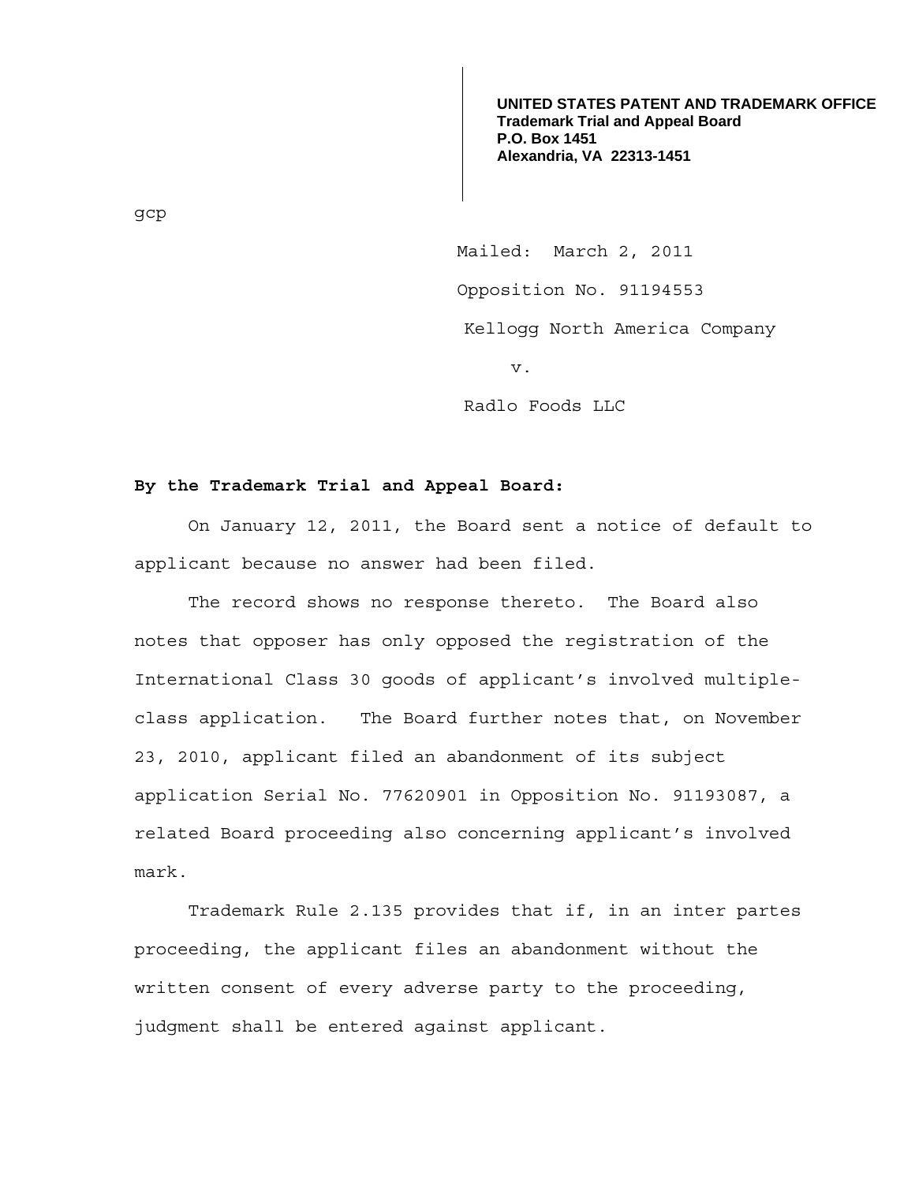**UNITED STATES PATENT AND TRADEMARK OFFICE**
**Trademark Trial and Appeal Board**
**P.O. Box 1451**
**Alexandria, VA 22313-1451**

gcp

Mailed: March 2, 2011

Opposition No. 91194553

Kellogg North America Company

v.

Radlo Foods LLC

**By the Trademark Trial and Appeal Board:**

On January 12, 2011, the Board sent a notice of default to applicant because no answer had been filed.

The record shows no response thereto. The Board also notes that opposer has only opposed the registration of the International Class 30 goods of applicant's involved multiple-class application. The Board further notes that, on November 23, 2010, applicant filed an abandonment of its subject application Serial No. 77620901 in Opposition No. 91193087, a related Board proceeding also concerning applicant's involved mark.

Trademark Rule 2.135 provides that if, in an inter partes proceeding, the applicant files an abandonment without the written consent of every adverse party to the proceeding, judgment shall be entered against applicant.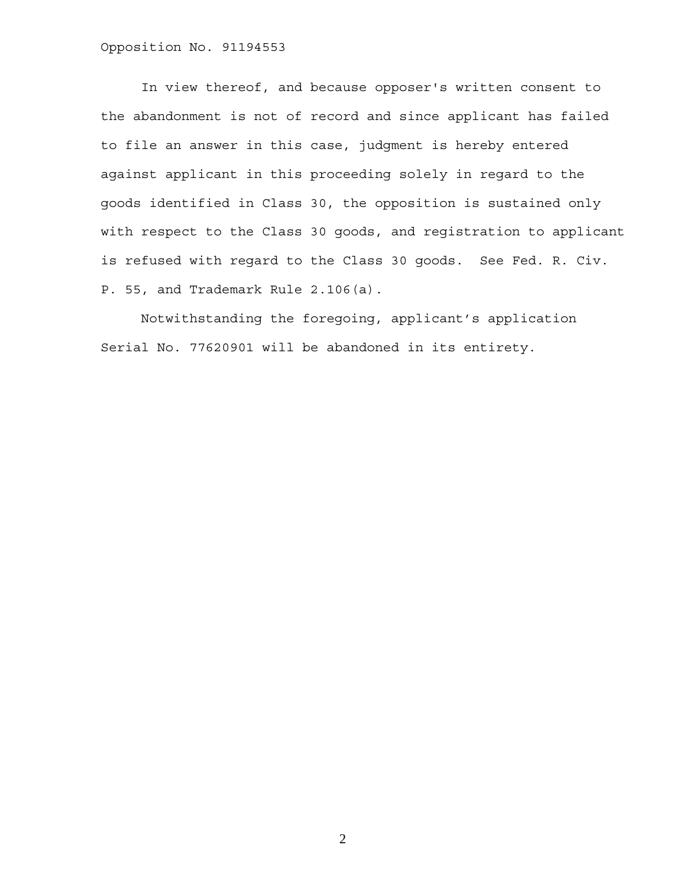In view thereof, and because opposer's written consent to the abandonment is not of record and since applicant has failed to file an answer in this case, judgment is hereby entered against applicant in this proceeding solely in regard to the goods identified in Class 30, the opposition is sustained only with respect to the Class 30 goods, and registration to applicant is refused with regard to the Class 30 goods. See Fed. R. Civ. P. 55, and Trademark Rule 2.106(a).

Notwithstanding the foregoing, applicant's application Serial No. 77620901 will be abandoned in its entirety.